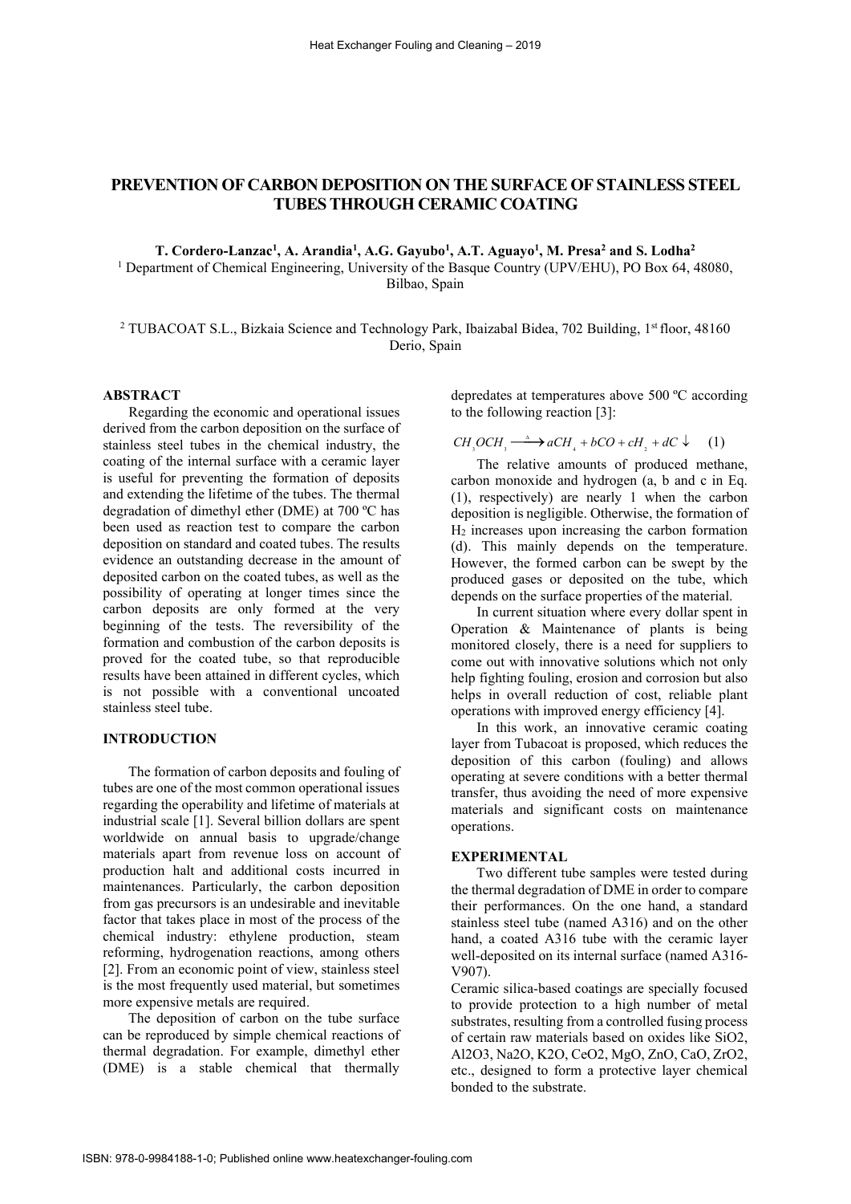# PREVENTION OF CARBON DEPOSITION ON THE SURFACE OF STAINLESS STEEL TUBES THROUGH CERAMIC COATING

**T. Cordero-Lanzac[1], A. Arandia[1], A.G. Gayubo[1], A.T. Aguayo[1], M. Presa[2] and S. Lodha[2]**

[1] Department of Chemical Engineering, University of the Basque Country (UPV/EHU), PO Box 64, 48080, Bilbao, Spain

[2] TUBACOAT S.L., Bizkaia Science and Technology Park, Ibaizabal Bidea, 702 Building, 1st floor, 48160 Derio, Spain

## ABSTRACT

Regarding the economic and operational issues derived from the carbon deposition on the surface of stainless steel tubes in the chemical industry, the coating of the internal surface with a ceramic layer is useful for preventing the formation of deposits and extending the lifetime of the tubes. The thermal degradation of dimethyl ether (DME) at 700 ºC has been used as reaction test to compare the carbon deposition on standard and coated tubes. The results evidence an outstanding decrease in the amount of deposited carbon on the coated tubes, as well as the possibility of operating at longer times since the carbon deposits are only formed at the very beginning of the tests. The reversibility of the formation and combustion of the carbon deposits is proved for the coated tube, so that reproducible results have been attained in different cycles, which is not possible with a conventional uncoated stainless steel tube.

## INTRODUCTION

The formation of carbon deposits and fouling of tubes are one of the most common operational issues regarding the operability and lifetime of materials at industrial scale [1]. Several billion dollars are spent worldwide on annual basis to upgrade/change materials apart from revenue loss on account of production halt and additional costs incurred in maintenances. Particularly, the carbon deposition from gas precursors is an undesirable and inevitable factor that takes place in most of the process of the chemical industry: ethylene production, steam reforming, hydrogenation reactions, among others [2]. From an economic point of view, stainless steel is the most frequently used material, but sometimes more expensive metals are required.

The deposition of carbon on the tube surface can be reproduced by simple chemical reactions of thermal degradation. For example, dimethyl ether (DME) is a stable chemical that thermally depredates at temperatures above 500 ºC according to the following reaction [3]:

$$CH_3OCH_3 \xrightarrow{\Delta} aCH_4 + bCO + cH_2 + dC\downarrow \quad (1)$$

The relative amounts of produced methane, carbon monoxide and hydrogen (a, b and c in Eq. (1), respectively) are nearly 1 when the carbon deposition is negligible. Otherwise, the formation of $H_2$ increases upon increasing the carbon formation (d). This mainly depends on the temperature. However, the formed carbon can be swept by the produced gases or deposited on the tube, which depends on the surface properties of the material.

In current situation where every dollar spent in Operation & Maintenance of plants is being monitored closely, there is a need for suppliers to come out with innovative solutions which not only help fighting fouling, erosion and corrosion but also helps in overall reduction of cost, reliable plant operations with improved energy efficiency [4].

In this work, an innovative ceramic coating layer from Tubacoat is proposed, which reduces the deposition of this carbon (fouling) and allows operating at severe conditions with a better thermal transfer, thus avoiding the need of more expensive materials and significant costs on maintenance operations.

## EXPERIMENTAL

Two different tube samples were tested during the thermal degradation of DME in order to compare their performances. On the one hand, a standard stainless steel tube (named A316) and on the other hand, a coated A316 tube with the ceramic layer well-deposited on its internal surface (named A316-V907).

Ceramic silica-based coatings are specially focused to provide protection to a high number of metal substrates, resulting from a controlled fusing process of certain raw materials based on oxides like SiO2, Al2O3, Na2O, K2O, CeO2, MgO, ZnO, CaO, ZrO2, etc., designed to form a protective layer chemical bonded to the substrate.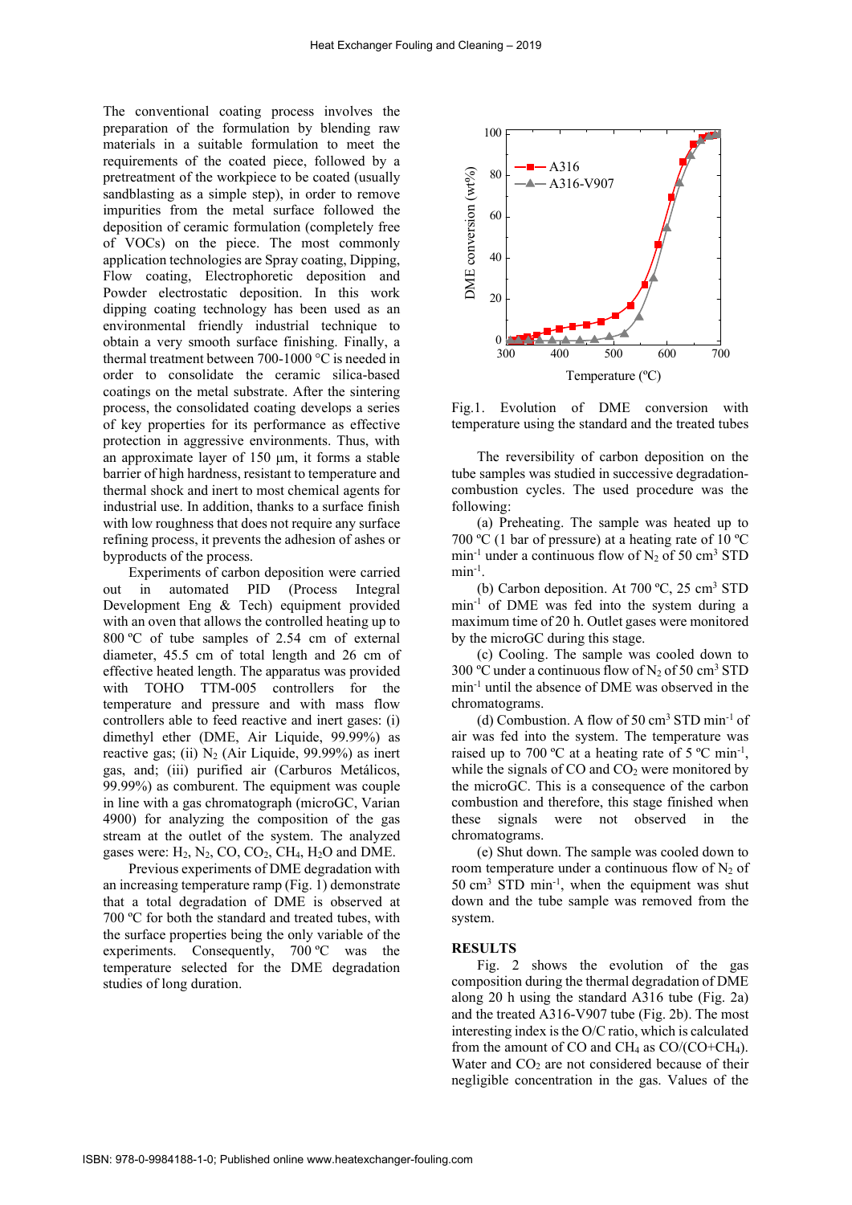The conventional coating process involves the preparation of the formulation by blending raw materials in a suitable formulation to meet the requirements of the coated piece, followed by a pretreatment of the workpiece to be coated (usually sandblasting as a simple step), in order to remove impurities from the metal surface followed the deposition of ceramic formulation (completely free of VOCs) on the piece. The most commonly application technologies are Spray coating, Dipping, Flow coating, Electrophoretic deposition and Powder electrostatic deposition. In this work dipping coating technology has been used as an environmental friendly industrial technique to obtain a very smooth surface finishing. Finally, a thermal treatment between 700-1000 °C is needed in order to consolidate the ceramic silica-based coatings on the metal substrate. After the sintering process, the consolidated coating develops a series of key properties for its performance as effective protection in aggressive environments. Thus, with an approximate layer of 150 µm, it forms a stable barrier of high hardness, resistant to temperature and thermal shock and inert to most chemical agents for industrial use. In addition, thanks to a surface finish with low roughness that does not require any surface refining process, it prevents the adhesion of ashes or byproducts of the process.

Experiments of carbon deposition were carried out in automated PID (Process Integral Development Eng & Tech) equipment provided with an oven that allows the controlled heating up to 800 ºC of tube samples of 2.54 cm of external diameter, 45.5 cm of total length and 26 cm of effective heated length. The apparatus was provided with TOHO TTM-005 controllers for the temperature and pressure and with mass flow controllers able to feed reactive and inert gases: (i) dimethyl ether (DME, Air Liquide, 99.99%) as reactive gas; (ii) $N_2$ (Air Liquide, 99.99%) as inert gas, and; (iii) purified air (Carburos Metálicos, 99.99%) as comburent. The equipment was couple in line with a gas chromatograph (microGC, Varian 4900) for analyzing the composition of the gas stream at the outlet of the system. The analyzed gases were: $H_2$, $N_2$, CO, $CO_2$, $CH_4$, $H_2O$ and DME.

Previous experiments of DME degradation with an increasing temperature ramp (Fig. 1) demonstrate that a total degradation of DME is observed at 700 ºC for both the standard and treated tubes, with the surface properties being the only variable of the experiments. Consequently, 700 ºC was the temperature selected for the DME degradation studies of long duration.

Fig.1. Evolution of DME conversion with temperature using the standard and the treated tubes

The reversibility of carbon deposition on the tube samples was studied in successive degradation-combustion cycles. The used procedure was the following:

(a) Preheating. The sample was heated up to 700 ºC (1 bar of pressure) at a heating rate of 10 ºC $min^{-1}$ under a continuous flow of $N_2$ of 50 $cm^3$ STD $min^{-1}$.

(b) Carbon deposition. At 700 ºC, 25 $cm^3$ STD $min^{-1}$ of DME was fed into the system during a maximum time of 20 h. Outlet gases were monitored by the microGC during this stage.

(c) Cooling. The sample was cooled down to 300 ºC under a continuous flow of $N_2$ of 50 $cm^3$ STD $min^{-1}$ until the absence of DME was observed in the chromatograms.

(d) Combustion. A flow of 50 $cm^3$ STD $min^{-1}$ of air was fed into the system. The temperature was raised up to 700 ºC at a heating rate of 5 ºC $min^{-1}$, while the signals of CO and $CO_2$ were monitored by the microGC. This is a consequence of the carbon combustion and therefore, this stage finished when these signals were not observed in the chromatograms.

(e) Shut down. The sample was cooled down to room temperature under a continuous flow of $N_2$ of 50 $cm^3$ STD $min^{-1}$, when the equipment was shut down and the tube sample was removed from the system.

## RESULTS

Fig. 2 shows the evolution of the gas composition during the thermal degradation of DME along 20 h using the standard A316 tube (Fig. 2a) and the treated A316-V907 tube (Fig. 2b). The most interesting index is the O/C ratio, which is calculated from the amount of CO and $CH_4$ as CO/(CO+$CH_4$). Water and $CO_2$ are not considered because of their negligible concentration in the gas. Values of the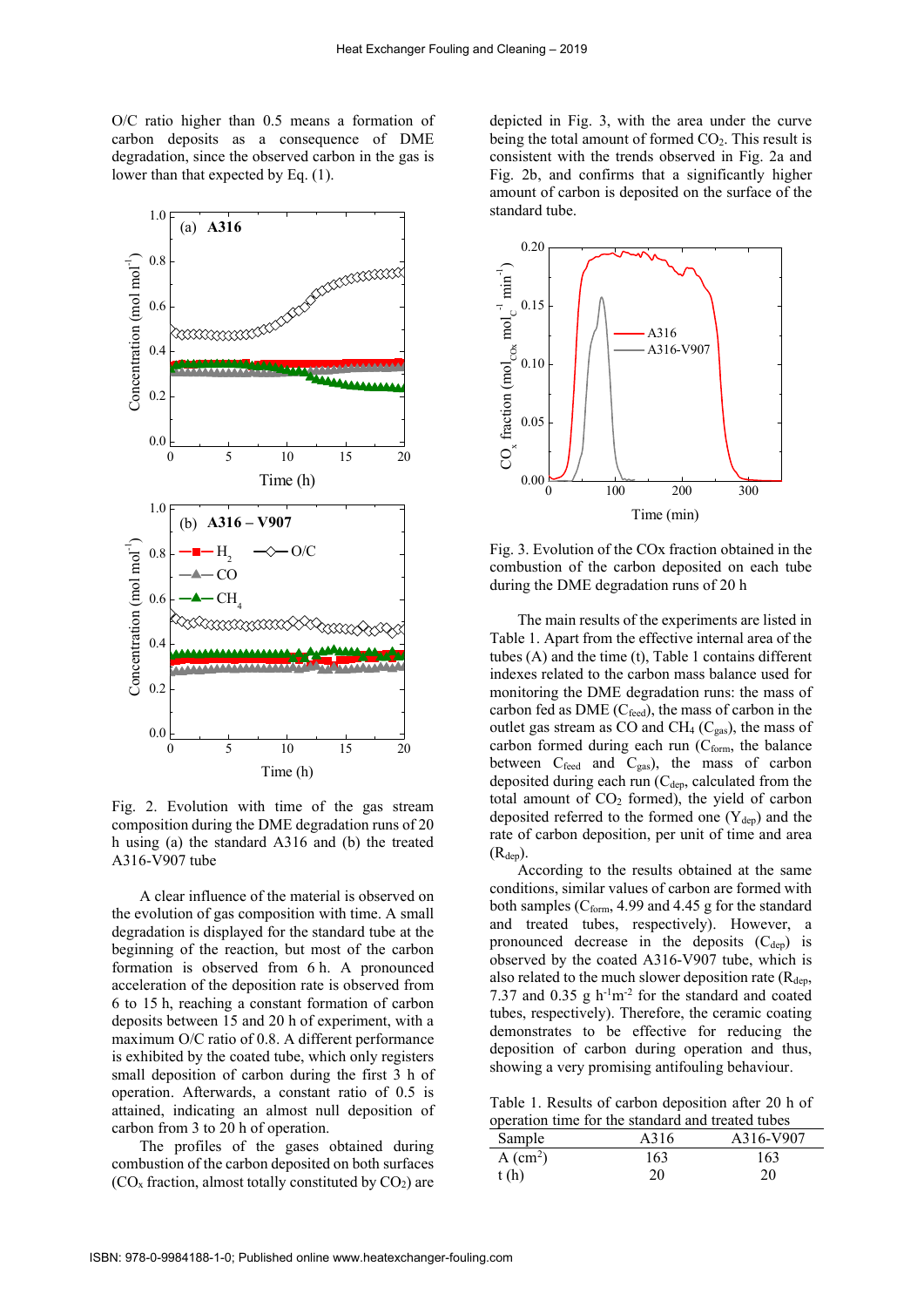O/C ratio higher than 0.5 means a formation of carbon deposits as a consequence of DME degradation, since the observed carbon in the gas is lower than that expected by Eq. (1).

Fig. 2. Evolution with time of the gas stream composition during the DME degradation runs of 20 h using (a) the standard A316 and (b) the treated A316-V907 tube

A clear influence of the material is observed on the evolution of gas composition with time. A small degradation is displayed for the standard tube at the beginning of the reaction, but most of the carbon formation is observed from 6 h. A pronounced acceleration of the deposition rate is observed from 6 to 15 h, reaching a constant formation of carbon deposits between 15 and 20 h of experiment, with a maximum O/C ratio of 0.8. A different performance is exhibited by the coated tube, which only registers small deposition of carbon during the first 3 h of operation. Afterwards, a constant ratio of 0.5 is attained, indicating an almost null deposition of carbon from 3 to 20 h of operation.

The profiles of the gases obtained during combustion of the carbon deposited on both surfaces ($CO_x$ fraction, almost totally constituted by $CO_2$) are depicted in Fig. 3, with the area under the curve being the total amount of formed $CO_2$. This result is consistent with the trends observed in Fig. 2a and Fig. 2b, and confirms that a significantly higher amount of carbon is deposited on the surface of the standard tube.

Fig. 3. Evolution of the COx fraction obtained in the combustion of the carbon deposited on each tube during the DME degradation runs of 20 h

The main results of the experiments are listed in Table 1. Apart from the effective internal area of the tubes (A) and the time (t), Table 1 contains different indexes related to the carbon mass balance used for monitoring the DME degradation runs: the mass of carbon fed as DME ($C_{feed}$), the mass of carbon in the outlet gas stream as CO and $CH_4$ ($C_{gas}$), the mass of carbon formed during each run ($C_{form}$, the balance between $C_{feed}$ and $C_{gas}$), the mass of carbon deposited during each run ($C_{dep}$, calculated from the total amount of $CO_2$ formed), the yield of carbon deposited referred to the formed one ($Y_{dep}$) and the rate of carbon deposition, per unit of time and area ($R_{dep}$).

According to the results obtained at the same conditions, similar values of carbon are formed with both samples ($C_{form}$, 4.99 and 4.45 g for the standard and treated tubes, respectively). However, a pronounced decrease in the deposits ($C_{dep}$) is observed by the coated A316-V907 tube, which is also related to the much slower deposition rate ($R_{dep}$, 7.37 and 0.35 g $h^{-1}m^{-2}$ for the standard and coated tubes, respectively). Therefore, the ceramic coating demonstrates to be effective for reducing the deposition of carbon during operation and thus, showing a very promising antifouling behaviour.

Table 1. Results of carbon deposition after 20 h of operation time for the standard and treated tubes

| Sample | A316 | A316-V907 |
|---|---|---|
| A ($cm^2$) | 163 | 163 |
| t (h) | 20 | 20 |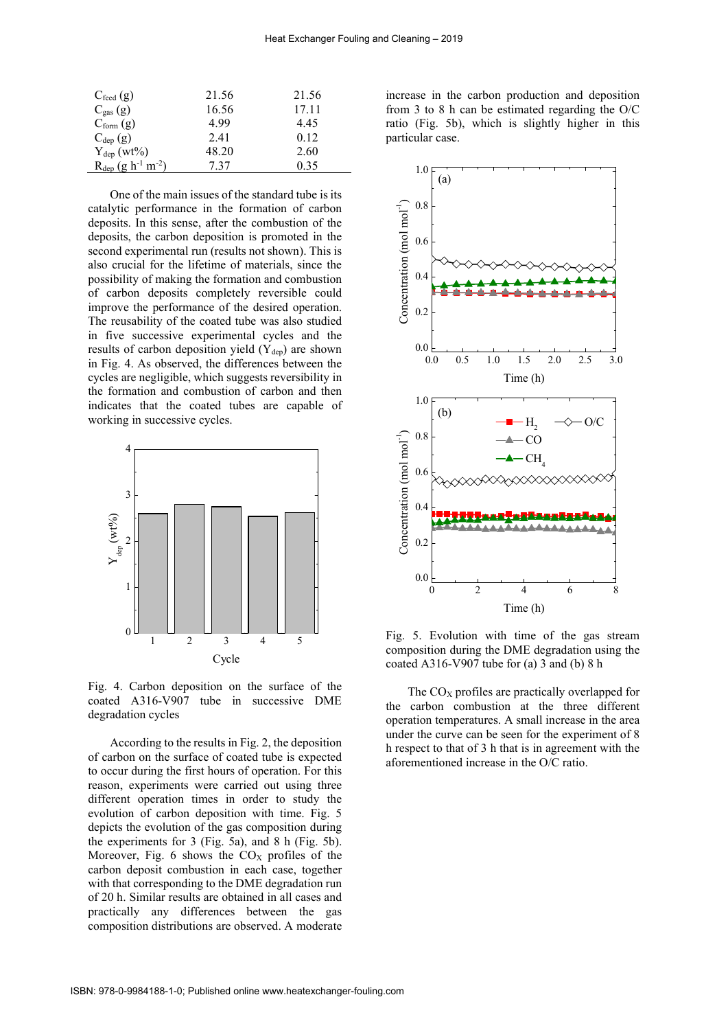| | | |
|---|---|---|
| $C_{feed}$ (g) | 21.56 | 21.56 |
| $C_{gas}$ (g) | 16.56 | 17.11 |
| $C_{form}$ (g) | 4.99 | 4.45 |
| $C_{dep}$ (g) | 2.41 | 0.12 |
| $Y_{dep}$ (wt%) | 48.20 | 2.60 |
| $R_{dep}$ (g $h^{-1}$ $m^{-2}$) | 7.37 | 0.35 |

One of the main issues of the standard tube is its catalytic performance in the formation of carbon deposits. In this sense, after the combustion of the deposits, the carbon deposition is promoted in the second experimental run (results not shown). This is also crucial for the lifetime of materials, since the possibility of making the formation and combustion of carbon deposits completely reversible could improve the performance of the desired operation. The reusability of the coated tube was also studied in five successive experimental cycles and the results of carbon deposition yield ($Y_{dep}$) are shown in Fig. 4. As observed, the differences between the cycles are negligible, which suggests reversibility in the formation and combustion of carbon and then indicates that the coated tubes are capable of working in successive cycles.

Fig. 4. Carbon deposition on the surface of the coated A316-V907 tube in successive DME degradation cycles

According to the results in Fig. 2, the deposition of carbon on the surface of coated tube is expected to occur during the first hours of operation. For this reason, experiments were carried out using three different operation times in order to study the evolution of carbon deposition with time. Fig. 5 depicts the evolution of the gas composition during the experiments for 3 (Fig. 5a), and 8 h (Fig. 5b). Moreover, Fig. 6 shows the $CO_X$ profiles of the carbon deposit combustion in each case, together with that corresponding to the DME degradation run of 20 h. Similar results are obtained in all cases and practically any differences between the gas composition distributions are observed. A moderate increase in the carbon production and deposition from 3 to 8 h can be estimated regarding the O/C ratio (Fig. 5b), which is slightly higher in this particular case.

Fig. 5. Evolution with time of the gas stream composition during the DME degradation using the coated A316-V907 tube for (a) 3 and (b) 8 h

The $CO_X$ profiles are practically overlapped for the carbon combustion at the three different operation temperatures. A small increase in the area under the curve can be seen for the experiment of 8 h respect to that of 3 h that is in agreement with the aforementioned increase in the O/C ratio.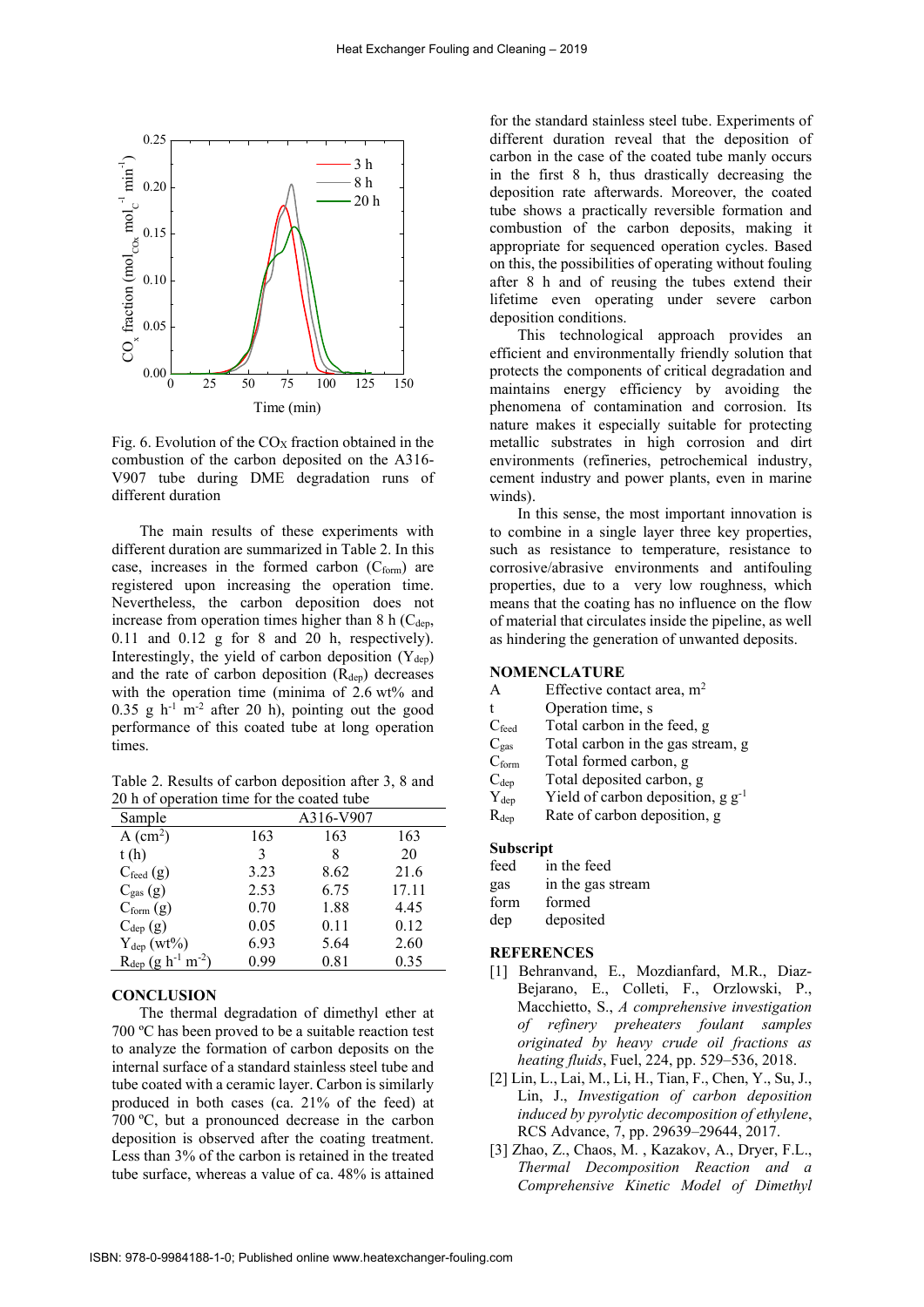Fig. 6. Evolution of the $CO_X$ fraction obtained in the combustion of the carbon deposited on the A316-V907 tube during DME degradation runs of different duration

The main results of these experiments with different duration are summarized in Table 2. In this case, increases in the formed carbon ($C_{form}$) are registered upon increasing the operation time. Nevertheless, the carbon deposition does not increase from operation times higher than 8 h ($C_{dep}$, 0.11 and 0.12 g for 8 and 20 h, respectively). Interestingly, the yield of carbon deposition ($Y_{dep}$) and the rate of carbon deposition ($R_{dep}$) decreases with the operation time (minima of 2.6 wt% and 0.35 g $h^{-1}$ $m^{-2}$ after 20 h), pointing out the good performance of this coated tube at long operation times.

Table 2. Results of carbon deposition after 3, 8 and 20 h of operation time for the coated tube

| Sample | A316-V907 | | |
|---|---|---|---|
| A ($cm^2$) | 163 | 163 | 163 |
| t (h) | 3 | 8 | 20 |
| $C_{feed}$ (g) | 3.23 | 8.62 | 21.6 |
| $C_{gas}$ (g) | 2.53 | 6.75 | 17.11 |
| $C_{form}$ (g) | 0.70 | 1.88 | 4.45 |
| $C_{dep}$ (g) | 0.05 | 0.11 | 0.12 |
| $Y_{dep}$ (wt%) | 6.93 | 5.64 | 2.60 |
| $R_{dep}$ (g $h^{-1}$ $m^{-2}$) | 0.99 | 0.81 | 0.35 |

## CONCLUSION

The thermal degradation of dimethyl ether at 700 ºC has been proved to be a suitable reaction test to analyze the formation of carbon deposits on the internal surface of a standard stainless steel tube and tube coated with a ceramic layer. Carbon is similarly produced in both cases (ca. 21% of the feed) at 700 ºC, but a pronounced decrease in the carbon deposition is observed after the coating treatment. Less than 3% of the carbon is retained in the treated tube surface, whereas a value of ca. 48% is attained for the standard stainless steel tube. Experiments of different duration reveal that the deposition of carbon in the case of the coated tube manly occurs in the first 8 h, thus drastically decreasing the deposition rate afterwards. Moreover, the coated tube shows a practically reversible formation and combustion of the carbon deposits, making it appropriate for sequenced operation cycles. Based on this, the possibilities of operating without fouling after 8 h and of reusing the tubes extend their lifetime even operating under severe carbon deposition conditions.

This technological approach provides an efficient and environmentally friendly solution that protects the components of critical degradation and maintains energy efficiency by avoiding the phenomena of contamination and corrosion. Its nature makes it especially suitable for protecting metallic substrates in high corrosion and dirt environments (refineries, petrochemical industry, cement industry and power plants, even in marine winds).

In this sense, the most important innovation is to combine in a single layer three key properties, such as resistance to temperature, resistance to corrosive/abrasive environments and antifouling properties, due to a very low roughness, which means that the coating has no influence on the flow of material that circulates inside the pipeline, as well as hindering the generation of unwanted deposits.

## NOMENCLATURE

| | |
|---|---|
| A | Effective contact area, $m^2$ |
| t | Operation time, s |
| $C_{feed}$ | Total carbon in the feed, g |
| $C_{gas}$ | Total carbon in the gas stream, g |
| $C_{form}$ | Total formed carbon, g |
| $C_{dep}$ | Total deposited carbon, g |
| $Y_{dep}$ | Yield of carbon deposition, g $g^{-1}$ |
| $R_{dep}$ | Rate of carbon deposition, g |

### Subscript

| | |
|---|---|
| feed | in the feed |
| gas | in the gas stream |
| form | formed |
| dep | deposited |

## REFERENCES

[1] Behranvand, E., Mozdianfard, M.R., Diaz-Bejarano, E., Colleti, F., Orzlowski, P., Macchietto, S., *A comprehensive investigation of refinery preheaters foulant samples originated by heavy crude oil fractions as heating fluids*, Fuel, 224, pp. 529–536, 2018.

[2] Lin, L., Lai, M., Li, H., Tian, F., Chen, Y., Su, J., Lin, J., *Investigation of carbon deposition induced by pyrolytic decomposition of ethylene*, RCS Advance, 7, pp. 29639–29644, 2017.

[3] Zhao, Z., Chaos, M. , Kazakov, A., Dryer, F.L., *Thermal Decomposition Reaction and a Comprehensive Kinetic Model of Dimethyl*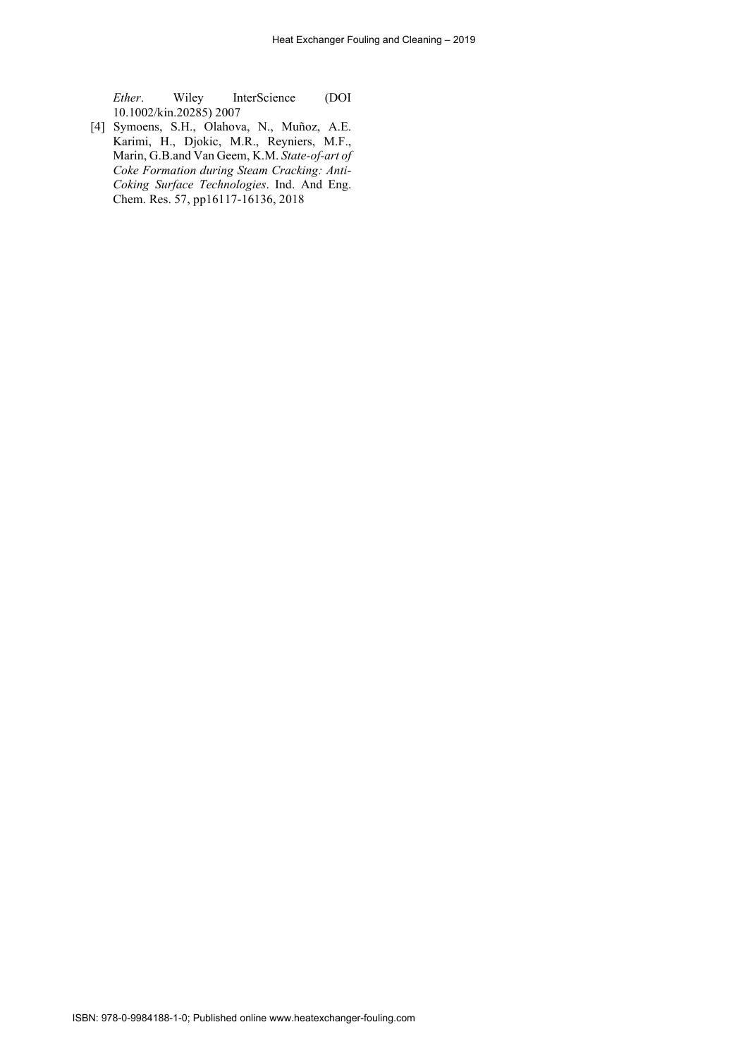*Ether*. Wiley InterScience (DOI 10.1002/kin.20285) 2007

[4] Symoens, S.H., Olahova, N., Muñoz, A.E. Karimi, H., Djokic, M.R., Reyniers, M.F., Marin, G.B.and Van Geem, K.M. *State-of-art of Coke Formation during Steam Cracking: Anti-Coking Surface Technologies*. Ind. And Eng. Chem. Res. 57, pp16117-16136, 2018